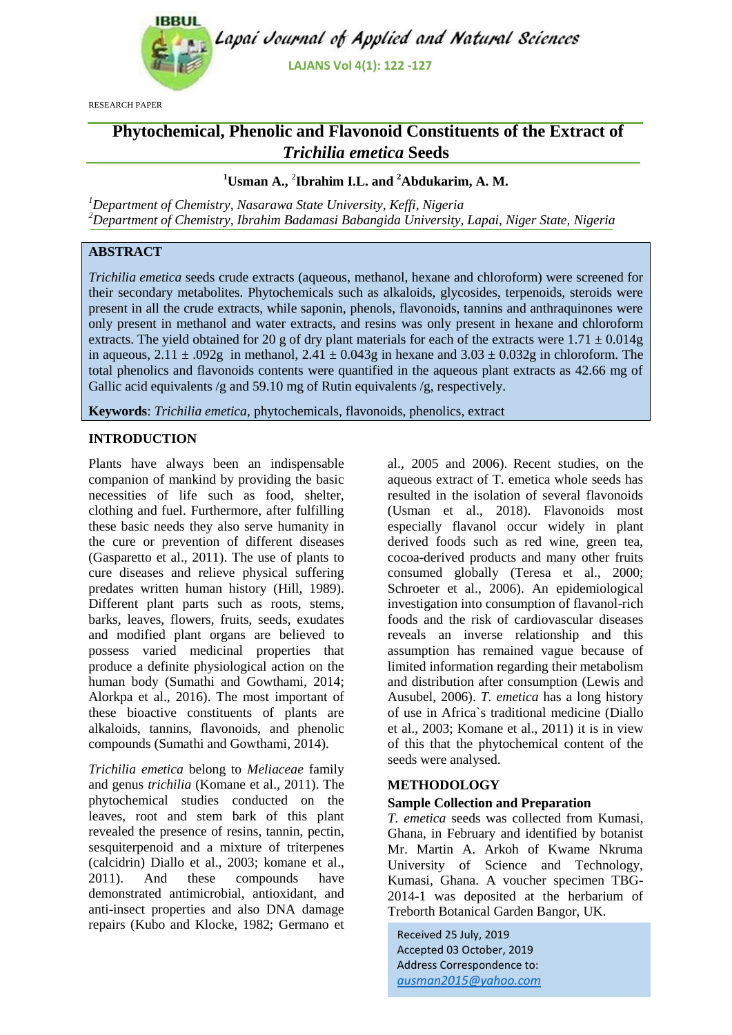RESEARCH PAPER

# Phytochemical, Phenolic and Flavonoid Constituents of the Extract of *Trichilia emetica* Seeds

**[1]Usman A., [2]Ibrahim I.L. and [2]Abdukarim, A. M.**

[1]*Department of Chemistry, Nasarawa State University, Keffi, Nigeria*
[2]*Department of Chemistry, Ibrahim Badamasi Babangida University, Lapai, Niger State, Nigeria*

## ABSTRACT

*Trichilia emetica* seeds crude extracts (aqueous, methanol, hexane and chloroform) were screened for their secondary metabolites. Phytochemicals such as alkaloids, glycosides, terpenoids, steroids were present in all the crude extracts, while saponin, phenols, flavonoids, tannins and anthraquinones were only present in methanol and water extracts, and resins was only present in hexane and chloroform extracts. The yield obtained for 20 g of dry plant materials for each of the extracts were 1.71 ± 0.014g in aqueous, 2.11 ± .092g in methanol, 2.41 ± 0.043g in hexane and 3.03 ± 0.032g in chloroform. The total phenolics and flavonoids contents were quantified in the aqueous plant extracts as 42.66 mg of Gallic acid equivalents /g and 59.10 mg of Rutin equivalents /g, respectively.

**Keywords**: *Trichilia emetica*, phytochemicals, flavonoids, phenolics, extract

## INTRODUCTION

Plants have always been an indispensable companion of mankind by providing the basic necessities of life such as food, shelter, clothing and fuel. Furthermore, after fulfilling these basic needs they also serve humanity in the cure or prevention of different diseases (Gasparetto et al., 2011). The use of plants to cure diseases and relieve physical suffering predates written human history (Hill, 1989). Different plant parts such as roots, stems, barks, leaves, flowers, fruits, seeds, exudates and modified plant organs are believed to possess varied medicinal properties that produce a definite physiological action on the human body (Sumathi and Gowthami, 2014; Alorkpa et al., 2016). The most important of these bioactive constituents of plants are alkaloids, tannins, flavonoids, and phenolic compounds (Sumathi and Gowthami, 2014).

*Trichilia emetica* belong to *Meliaceae* family and genus *trichilia* (Komane et al., 2011). The phytochemical studies conducted on the leaves, root and stem bark of this plant revealed the presence of resins, tannin, pectin, sesquiterpenoid and a mixture of triterpenes (calcidrin) Diallo et al., 2003; komane et al., 2011). And these compounds have demonstrated antimicrobial, antioxidant, and anti-insect properties and also DNA damage repairs (Kubo and Klocke, 1982; Germano et al., 2005 and 2006). Recent studies, on the aqueous extract of T. emetica whole seeds has resulted in the isolation of several flavonoids (Usman et al., 2018). Flavonoids most especially flavanol occur widely in plant derived foods such as red wine, green tea, cocoa-derived products and many other fruits consumed globally (Teresa et al., 2000; Schroeter et al., 2006). An epidemiological investigation into consumption of flavanol-rich foods and the risk of cardiovascular diseases reveals an inverse relationship and this assumption has remained vague because of limited information regarding their metabolism and distribution after consumption (Lewis and Ausubel, 2006). *T. emetica* has a long history of use in Africa`s traditional medicine (Diallo et al., 2003; Komane et al., 2011) it is in view of this that the phytochemical content of the seeds were analysed.

## METHODOLOGY

### Sample Collection and Preparation

*T. emetica* seeds was collected from Kumasi, Ghana, in February and identified by botanist Mr. Martin A. Arkoh of Kwame Nkruma University of Science and Technology, Kumasi, Ghana. A voucher specimen TBG-2014-1 was deposited at the herbarium of Treborth Botanical Garden Bangor, UK.

Received 25 July, 2019
Accepted 03 October, 2019
Address Correspondence to:
*ausman2015@yahoo.com*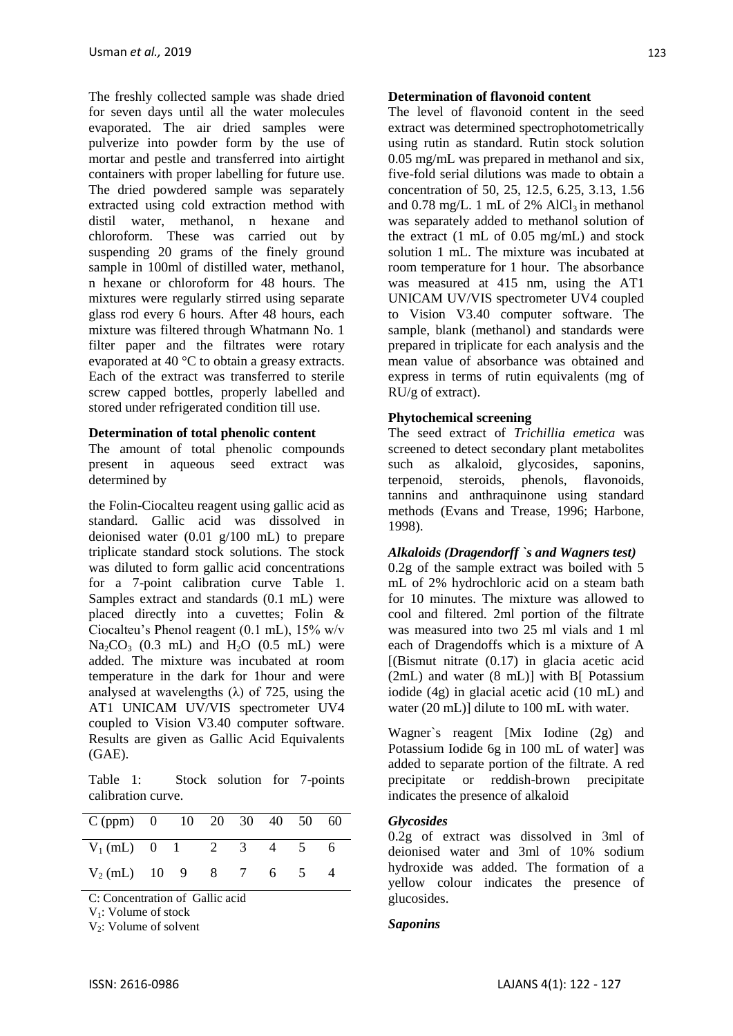The freshly collected sample was shade dried for seven days until all the water molecules evaporated. The air dried samples were pulverize into powder form by the use of mortar and pestle and transferred into airtight containers with proper labelling for future use. The dried powdered sample was separately extracted using cold extraction method with distil water, methanol, n hexane and chloroform. These was carried out by suspending 20 grams of the finely ground sample in 100ml of distilled water, methanol, n hexane or chloroform for 48 hours. The mixtures were regularly stirred using separate glass rod every 6 hours. After 48 hours, each mixture was filtered through Whatmann No. 1 filter paper and the filtrates were rotary evaporated at 40 °C to obtain a greasy extracts. Each of the extract was transferred to sterile screw capped bottles, properly labelled and stored under refrigerated condition till use.

**Determination of total phenolic content**

The amount of total phenolic compounds present in aqueous seed extract was determined by

the Folin-Ciocalteu reagent using gallic acid as standard. Gallic acid was dissolved in deionised water (0.01 g/100 mL) to prepare triplicate standard stock solutions. The stock was diluted to form gallic acid concentrations for a 7-point calibration curve Table 1. Samples extract and standards (0.1 mL) were placed directly into a cuvettes; Folin & Ciocalteu's Phenol reagent (0.1 mL), 15% w/v $Na_2CO_3$ (0.3 mL) and $H_2O$ (0.5 mL) were added. The mixture was incubated at room temperature in the dark for 1hour and were analysed at wavelengths (λ) of 725, using the AT1 UNICAM UV/VIS spectrometer UV4 coupled to Vision V3.40 computer software. Results are given as Gallic Acid Equivalents (GAE).

Table 1: Stock solution for 7-points calibration curve.

| C (ppm) | 0 | 10 | 20 | 30 | 40 | 50 | 60 |
|---|---|---|---|---|---|---|---|
| $V_1$ (mL) | 0 | 1 | 2 | 3 | 4 | 5 | 6 |
| $V_2$ (mL) | 10 | 9 | 8 | 7 | 6 | 5 | 4 |

C: Concentration of Gallic acid
$V_1$: Volume of stock
$V_2$: Volume of solvent

**Determination of flavonoid content**

The level of flavonoid content in the seed extract was determined spectrophotometrically using rutin as standard. Rutin stock solution 0.05 mg/mL was prepared in methanol and six, five-fold serial dilutions was made to obtain a concentration of 50, 25, 12.5, 6.25, 3.13, 1.56 and 0.78 mg/L. 1 mL of 2% $AlCl_3$ in methanol was separately added to methanol solution of the extract (1 mL of 0.05 mg/mL) and stock solution 1 mL. The mixture was incubated at room temperature for 1 hour. The absorbance was measured at 415 nm, using the AT1 UNICAM UV/VIS spectrometer UV4 coupled to Vision V3.40 computer software. The sample, blank (methanol) and standards were prepared in triplicate for each analysis and the mean value of absorbance was obtained and express in terms of rutin equivalents (mg of RU/g of extract).

**Phytochemical screening**

The seed extract of *Trichillia emetica* was screened to detect secondary plant metabolites such as alkaloid, glycosides, saponins, terpenoid, steroids, phenols, flavonoids, tannins and anthraquinone using standard methods (Evans and Trease, 1996; Harbone, 1998).

***Alkaloids (Dragendorff `s and Wagners test)***

0.2g of the sample extract was boiled with 5 mL of 2% hydrochloric acid on a steam bath for 10 minutes. The mixture was allowed to cool and filtered. 2ml portion of the filtrate was measured into two 25 ml vials and 1 ml each of Dragendoffs which is a mixture of A [(Bismut nitrate (0.17) in glacia acetic acid (2mL) and water (8 mL)] with B[ Potassium iodide (4g) in glacial acetic acid (10 mL) and water (20 mL)] dilute to 100 mL with water.

Wagner`s reagent [Mix Iodine (2g) and Potassium Iodide 6g in 100 mL of water] was added to separate portion of the filtrate. A red precipitate or reddish-brown precipitate indicates the presence of alkaloid

***Glycosides***

0.2g of extract was dissolved in 3ml of deionised water and 3ml of 10% sodium hydroxide was added. The formation of a yellow colour indicates the presence of glucosides.

***Saponins***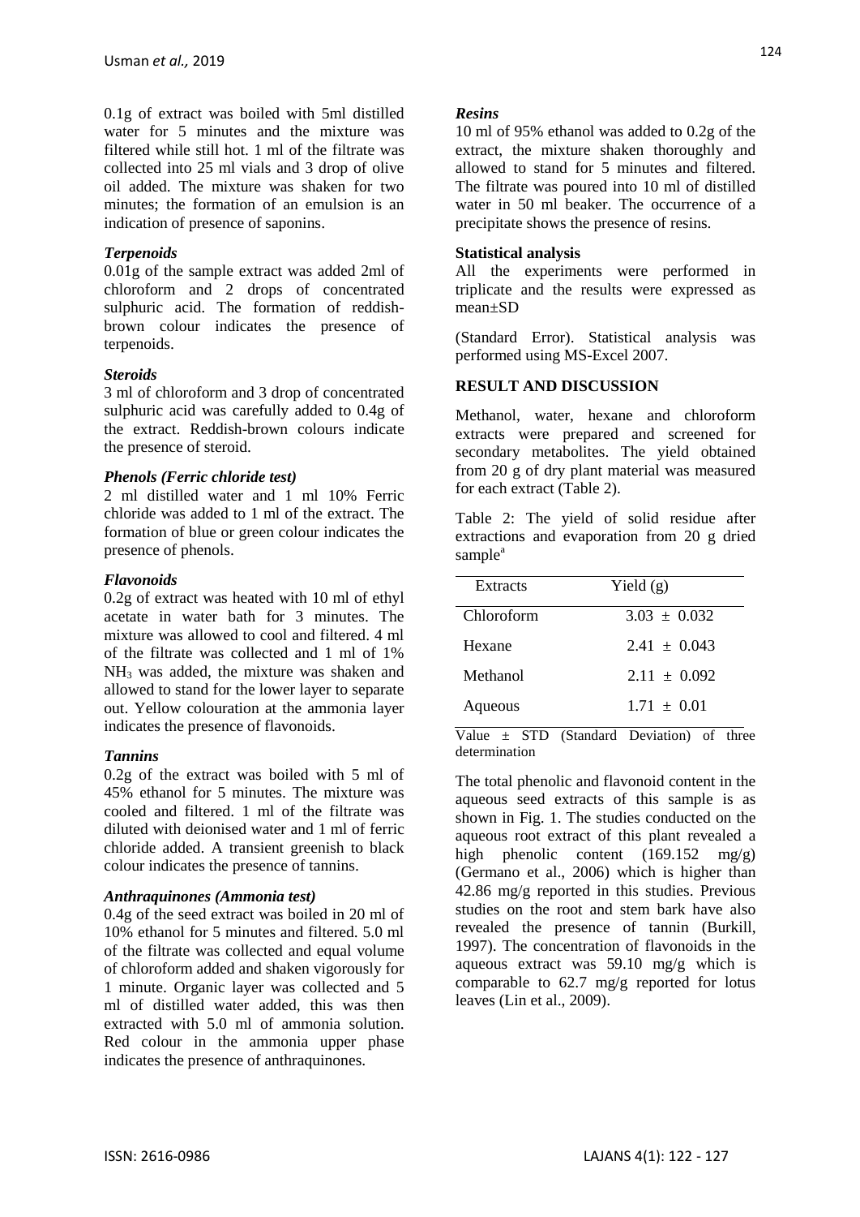0.1g of extract was boiled with 5ml distilled water for 5 minutes and the mixture was filtered while still hot. 1 ml of the filtrate was collected into 25 ml vials and 3 drop of olive oil added. The mixture was shaken for two minutes; the formation of an emulsion is an indication of presence of saponins.

### *Terpenoids*

0.01g of the sample extract was added 2ml of chloroform and 2 drops of concentrated sulphuric acid. The formation of reddish-brown colour indicates the presence of terpenoids.

### *Steroids*

3 ml of chloroform and 3 drop of concentrated sulphuric acid was carefully added to 0.4g of the extract. Reddish-brown colours indicate the presence of steroid.

### *Phenols (Ferric chloride test)*

2 ml distilled water and 1 ml 10% Ferric chloride was added to 1 ml of the extract. The formation of blue or green colour indicates the presence of phenols.

### *Flavonoids*

0.2g of extract was heated with 10 ml of ethyl acetate in water bath for 3 minutes. The mixture was allowed to cool and filtered. 4 ml of the filtrate was collected and 1 ml of 1% $NH_3$ was added, the mixture was shaken and allowed to stand for the lower layer to separate out. Yellow colouration at the ammonia layer indicates the presence of flavonoids.

### *Tannins*

0.2g of the extract was boiled with 5 ml of 45% ethanol for 5 minutes. The mixture was cooled and filtered. 1 ml of the filtrate was diluted with deionised water and 1 ml of ferric chloride added. A transient greenish to black colour indicates the presence of tannins.

### *Anthraquinones (Ammonia test)*

0.4g of the seed extract was boiled in 20 ml of 10% ethanol for 5 minutes and filtered. 5.0 ml of the filtrate was collected and equal volume of chloroform added and shaken vigorously for 1 minute. Organic layer was collected and 5 ml of distilled water added, this was then extracted with 5.0 ml of ammonia solution. Red colour in the ammonia upper phase indicates the presence of anthraquinones.

### *Resins*

10 ml of 95% ethanol was added to 0.2g of the extract, the mixture shaken thoroughly and allowed to stand for 5 minutes and filtered. The filtrate was poured into 10 ml of distilled water in 50 ml beaker. The occurrence of a precipitate shows the presence of resins.

### Statistical analysis

All the experiments were performed in triplicate and the results were expressed as mean±SD

(Standard Error). Statistical analysis was performed using MS-Excel 2007.

## RESULT AND DISCUSSION

Methanol, water, hexane and chloroform extracts were prepared and screened for secondary metabolites. The yield obtained from 20 g of dry plant material was measured for each extract (Table 2).

Table 2: The yield of solid residue after extractions and evaporation from 20 g dried sample[a]

| Extracts | Yield (g) |
|---|---|
| Chloroform | 3.03 ± 0.032 |
| Hexane | 2.41 ± 0.043 |
| Methanol | 2.11 ± 0.092 |
| Aqueous | 1.71 ± 0.01 |

Value ± STD (Standard Deviation) of three determination

The total phenolic and flavonoid content in the aqueous seed extracts of this sample is as shown in Fig. 1. The studies conducted on the aqueous root extract of this plant revealed a high phenolic content (169.152 mg/g) (Germano et al., 2006) which is higher than 42.86 mg/g reported in this studies. Previous studies on the root and stem bark have also revealed the presence of tannin (Burkill, 1997). The concentration of flavonoids in the aqueous extract was 59.10 mg/g which is comparable to 62.7 mg/g reported for lotus leaves (Lin et al., 2009).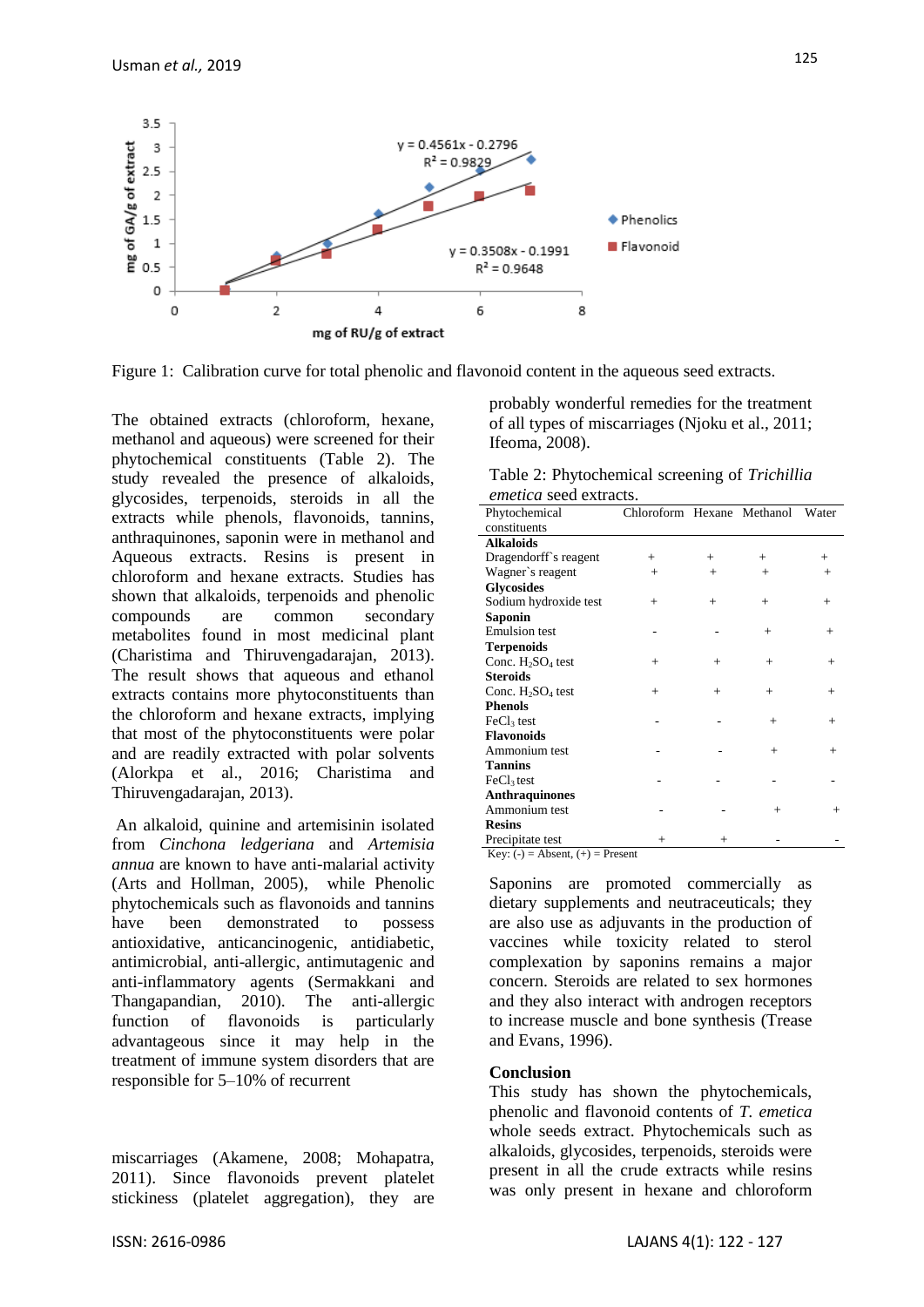Figure 1: Calibration curve for total phenolic and flavonoid content in the aqueous seed extracts.

The obtained extracts (chloroform, hexane, methanol and aqueous) were screened for their phytochemical constituents (Table 2). The study revealed the presence of alkaloids, glycosides, terpenoids, steroids in all the extracts while phenols, flavonoids, tannins, anthraquinones, saponin were in methanol and Aqueous extracts. Resins is present in chloroform and hexane extracts. Studies has shown that alkaloids, terpenoids and phenolic compounds are common secondary metabolites found in most medicinal plant (Charistima and Thiruvengadarajan, 2013). The result shows that aqueous and ethanol extracts contains more phytoconstituents than the chloroform and hexane extracts, implying that most of the phytoconstituents were polar and are readily extracted with polar solvents (Alorkpa et al., 2016; Charistima and Thiruvengadarajan, 2013).

An alkaloid, quinine and artemisinin isolated from *Cinchona ledgeriana* and *Artemisia annua* are known to have anti-malarial activity (Arts and Hollman, 2005), while Phenolic phytochemicals such as flavonoids and tannins have been demonstrated to possess antioxidative, anticancinogenic, antidiabetic, antimicrobial, anti-allergic, antimutagenic and anti-inflammatory agents (Sermakkani and Thangapandian, 2010). The anti-allergic function of flavonoids is particularly advantageous since it may help in the treatment of immune system disorders that are responsible for 5–10% of recurrent miscarriages (Akamene, 2008; Mohapatra, 2011). Since flavonoids prevent platelet stickiness (platelet aggregation), they are probably wonderful remedies for the treatment of all types of miscarriages (Njoku et al., 2011; Ifeoma, 2008).

Table 2: Phytochemical screening of *Trichillia emetica* seed extracts.

| Phytochemical constituents | Chloroform | Hexane | Methanol | Water |
|---|---|---|---|---|
| **Alkaloids** | | | | |
| Dragendorff`s reagent | + | + | + | + |
| Wagner`s reagent | + | + | + | + |
| **Glycosides** | | | | |
| Sodium hydroxide test | + | + | + | + |
| **Saponin** | | | | |
| Emulsion test | - | - | + | + |
| **Terpenoids** | | | | |
| Conc. $H_2SO_4$ test | + | + | + | + |
| **Steroids** | | | | |
| Conc. $H_2SO_4$ test | + | + | + | + |
| **Phenols** | | | | |
| $FeCl_3$ test | - | - | + | + |
| **Flavonoids** | | | | |
| Ammonium test | - | - | + | + |
| **Tannins** | | | | |
| $FeCl_3$ test | - | - | - | - |
| **Anthraquinones** | | | | |
| Ammonium test | - | - | + | + |
| **Resins** | | | | |
| Precipitate test | + | + | - | - |

Key: (-) = Absent, (+) = Present

Saponins are promoted commercially as dietary supplements and neutraceuticals; they are also use as adjuvants in the production of vaccines while toxicity related to sterol complexation by saponins remains a major concern. Steroids are related to sex hormones and they also interact with androgen receptors to increase muscle and bone synthesis (Trease and Evans, 1996).

## Conclusion

This study has shown the phytochemicals, phenolic and flavonoid contents of *T. emetica* whole seeds extract. Phytochemicals such as alkaloids, glycosides, terpenoids, steroids were present in all the crude extracts while resins was only present in hexane and chloroform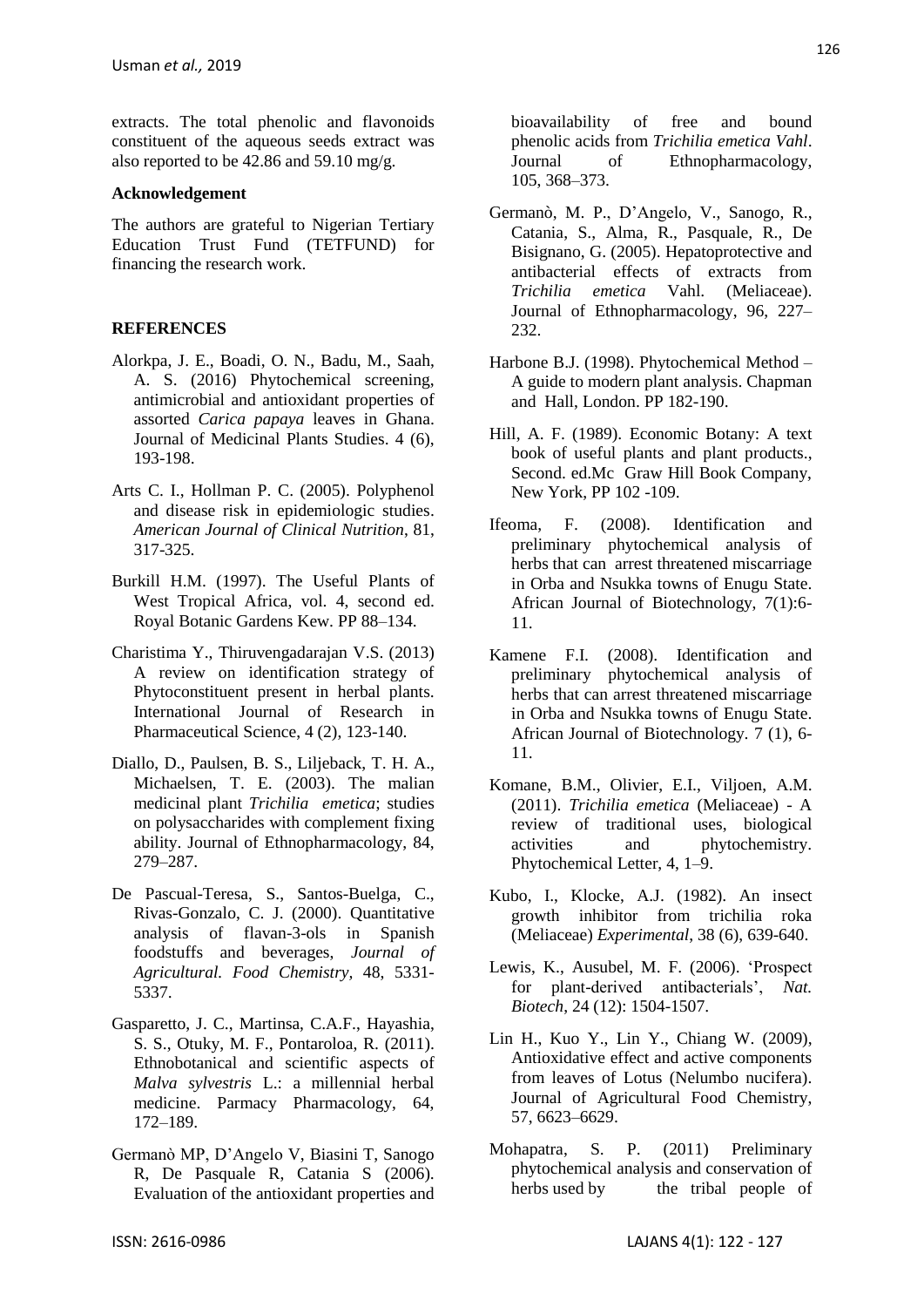extracts. The total phenolic and flavonoids constituent of the aqueous seeds extract was also reported to be 42.86 and 59.10 mg/g.

**Acknowledgement**

The authors are grateful to Nigerian Tertiary Education Trust Fund (TETFUND) for financing the research work.

**REFERENCES**

Alorkpa, J. E., Boadi, O. N., Badu, M., Saah, A. S. (2016) Phytochemical screening, antimicrobial and antioxidant properties of assorted *Carica papaya* leaves in Ghana. Journal of Medicinal Plants Studies. 4 (6), 193-198.

Arts C. I., Hollman P. C. (2005). Polyphenol and disease risk in epidemiologic studies. *American Journal of Clinical Nutrition*, 81, 317-325.

Burkill H.M. (1997). The Useful Plants of West Tropical Africa, vol. 4, second ed. Royal Botanic Gardens Kew. PP 88–134.

Charistima Y., Thiruvengadarajan V.S. (2013) A review on identification strategy of Phytoconstituent present in herbal plants. International Journal of Research in Pharmaceutical Science, 4 (2), 123-140.

Diallo, D., Paulsen, B. S., Liljeback, T. H. A., Michaelsen, T. E. (2003). The malian medicinal plant *Trichilia emetica*; studies on polysaccharides with complement fixing ability. Journal of Ethnopharmacology, 84, 279–287.

De Pascual-Teresa, S., Santos-Buelga, C., Rivas-Gonzalo, C. J. (2000). Quantitative analysis of flavan-3-ols in Spanish foodstuffs and beverages, *Journal of Agricultural. Food Chemistry*, 48, 5331-5337.

Gasparetto, J. C., Martinsa, C.A.F., Hayashia, S. S., Otuky, M. F., Pontaroloa, R. (2011). Ethnobotanical and scientific aspects of *Malva sylvestris* L.: a millennial herbal medicine. Parmacy Pharmacology, 64, 172–189.

Germanò MP, D'Angelo V, Biasini T, Sanogo R, De Pasquale R, Catania S (2006). Evaluation of the antioxidant properties and bioavailability of free and bound phenolic acids from *Trichilia emetica Vahl*. Journal of Ethnopharmacology, 105, 368–373.

Germanò, M. P., D'Angelo, V., Sanogo, R., Catania, S., Alma, R., Pasquale, R., De Bisignano, G. (2005). Hepatoprotective and antibacterial effects of extracts from *Trichilia emetica* Vahl. (Meliaceae). Journal of Ethnopharmacology, 96, 227–232.

Harbone B.J. (1998). Phytochemical Method – A guide to modern plant analysis. Chapman and Hall, London. PP 182-190.

Hill, A. F. (1989). Economic Botany: A text book of useful plants and plant products., Second. ed.Mc Graw Hill Book Company, New York, PP 102 -109.

Ifeoma, F. (2008). Identification and preliminary phytochemical analysis of herbs that can arrest threatened miscarriage in Orba and Nsukka towns of Enugu State. African Journal of Biotechnology, 7(1):6-11.

Kamene F.I. (2008). Identification and preliminary phytochemical analysis of herbs that can arrest threatened miscarriage in Orba and Nsukka towns of Enugu State. African Journal of Biotechnology. 7 (1), 6-11.

Komane, B.M., Olivier, E.I., Viljoen, A.M. (2011). *Trichilia emetica* (Meliaceae) - A review of traditional uses, biological activities and phytochemistry. Phytochemical Letter, 4, 1–9.

Kubo, I., Klocke, A.J. (1982). An insect growth inhibitor from trichilia roka (Meliaceae) *Experimental*, 38 (6), 639-640.

Lewis, K., Ausubel, M. F. (2006). 'Prospect for plant-derived antibacterials', *Nat. Biotech*, 24 (12): 1504-1507.

Lin H., Kuo Y., Lin Y., Chiang W. (2009), Antioxidative effect and active components from leaves of Lotus (Nelumbo nucifera). Journal of Agricultural Food Chemistry, 57, 6623–6629.

Mohapatra, S. P. (2011) Preliminary phytochemical analysis and conservation of herbs used by the tribal people of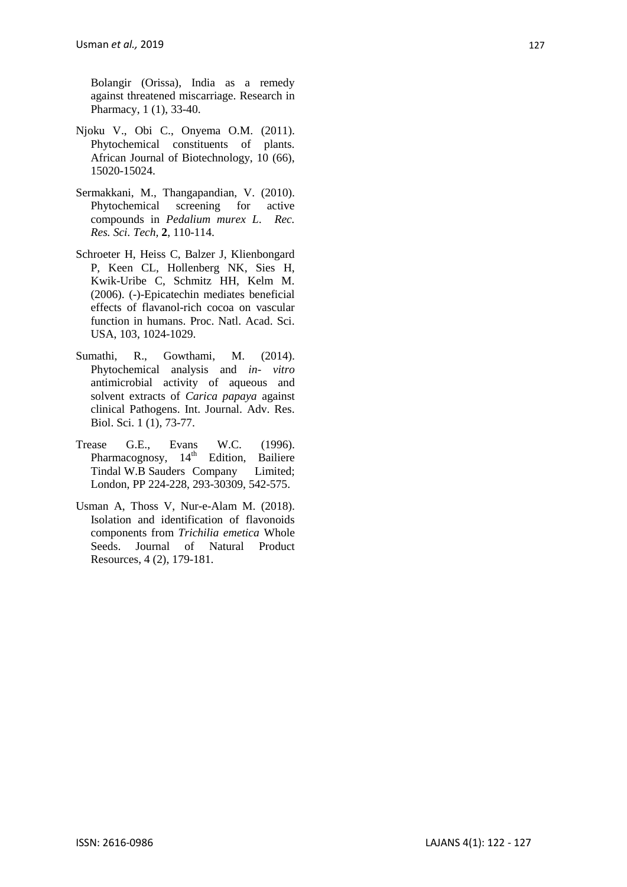Bolangir (Orissa), India as a remedy against threatened miscarriage. Research in Pharmacy, 1 (1), 33-40.

Njoku V., Obi C., Onyema O.M. (2011). Phytochemical constituents of plants. African Journal of Biotechnology, 10 (66), 15020-15024.

Sermakkani, M., Thangapandian, V. (2010). Phytochemical screening for active compounds in *Pedalium murex L*. *Rec. Res. Sci. Tech*, **2**, 110-114.

Schroeter H, Heiss C, Balzer J, Klienbongard P, Keen CL, Hollenberg NK, Sies H, Kwik-Uribe C, Schmitz HH, Kelm M. (2006). (-)-Epicatechin mediates beneficial effects of flavanol-rich cocoa on vascular function in humans. Proc. Natl. Acad. Sci. USA, 103, 1024-1029.

Sumathi, R., Gowthami, M. (2014). Phytochemical analysis and *in- vitro* antimicrobial activity of aqueous and solvent extracts of *Carica papaya* against clinical Pathogens. Int. Journal. Adv. Res. Biol. Sci. 1 (1), 73-77.

Trease G.E., Evans W.C. (1996). Pharmacognosy, 14th Edition, Bailiere Tindal W.B Sauders Company Limited; London, PP 224-228, 293-30309, 542-575.

Usman A, Thoss V, Nur-e-Alam M. (2018). Isolation and identification of flavonoids components from *Trichilia emetica* Whole Seeds. Journal of Natural Product Resources, 4 (2), 179-181.